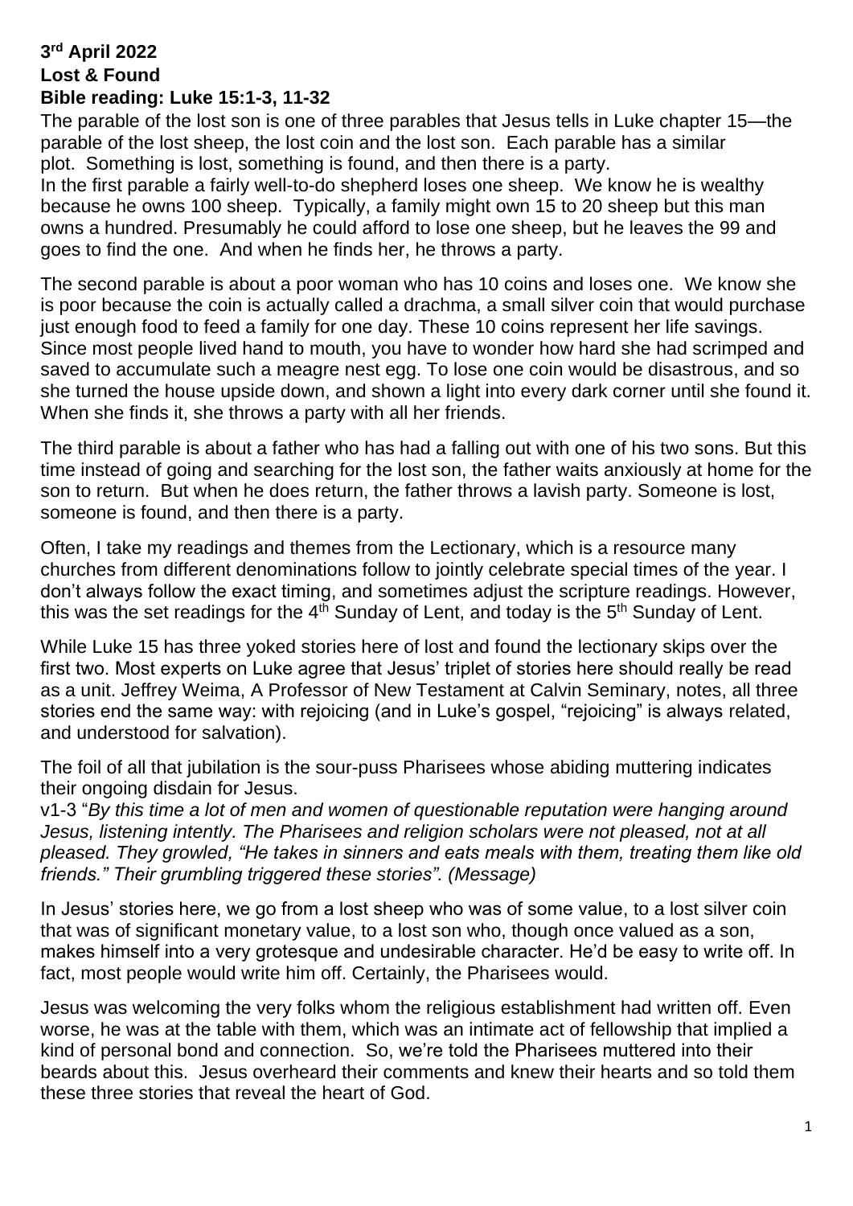**3rd April 2022**
**Lost & Found**
**Bible reading: Luke 15:1-3, 11-32**

The parable of the lost son is one of three parables that Jesus tells in Luke chapter 15—the parable of the lost sheep, the lost coin and the lost son. Each parable has a similar plot. Something is lost, something is found, and then there is a party.
In the first parable a fairly well-to-do shepherd loses one sheep. We know he is wealthy because he owns 100 sheep. Typically, a family might own 15 to 20 sheep but this man owns a hundred. Presumably he could afford to lose one sheep, but he leaves the 99 and goes to find the one. And when he finds her, he throws a party.

The second parable is about a poor woman who has 10 coins and loses one. We know she is poor because the coin is actually called a drachma, a small silver coin that would purchase just enough food to feed a family for one day. These 10 coins represent her life savings. Since most people lived hand to mouth, you have to wonder how hard she had scrimped and saved to accumulate such a meagre nest egg. To lose one coin would be disastrous, and so she turned the house upside down, and shown a light into every dark corner until she found it. When she finds it, she throws a party with all her friends.

The third parable is about a father who has had a falling out with one of his two sons. But this time instead of going and searching for the lost son, the father waits anxiously at home for the son to return. But when he does return, the father throws a lavish party. Someone is lost, someone is found, and then there is a party.

Often, I take my readings and themes from the Lectionary, which is a resource many churches from different denominations follow to jointly celebrate special times of the year. I don't always follow the exact timing, and sometimes adjust the scripture readings. However, this was the set readings for the 4th Sunday of Lent, and today is the 5th Sunday of Lent.

While Luke 15 has three yoked stories here of lost and found the lectionary skips over the first two. Most experts on Luke agree that Jesus' triplet of stories here should really be read as a unit. Jeffrey Weima, A Professor of New Testament at Calvin Seminary, notes, all three stories end the same way: with rejoicing (and in Luke's gospel, "rejoicing" is always related, and understood for salvation).

The foil of all that jubilation is the sour-puss Pharisees whose abiding muttering indicates their ongoing disdain for Jesus.
v1-3 "*By this time a lot of men and women of questionable reputation were hanging around Jesus, listening intently. The Pharisees and religion scholars were not pleased, not at all pleased. They growled, "He takes in sinners and eats meals with them, treating them like old friends." Their grumbling triggered these stories". (Message)*

In Jesus' stories here, we go from a lost sheep who was of some value, to a lost silver coin that was of significant monetary value, to a lost son who, though once valued as a son, makes himself into a very grotesque and undesirable character. He'd be easy to write off. In fact, most people would write him off. Certainly, the Pharisees would.

Jesus was welcoming the very folks whom the religious establishment had written off. Even worse, he was at the table with them, which was an intimate act of fellowship that implied a kind of personal bond and connection. So, we're told the Pharisees muttered into their beards about this. Jesus overheard their comments and knew their hearts and so told them these three stories that reveal the heart of God.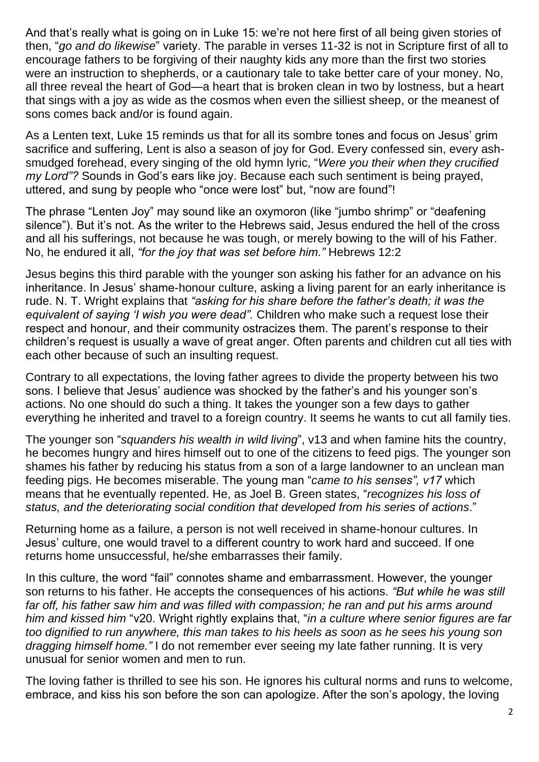And that's really what is going on in Luke 15: we're not here first of all being given stories of then, "*go and do likewise*" variety. The parable in verses 11-32 is not in Scripture first of all to encourage fathers to be forgiving of their naughty kids any more than the first two stories were an instruction to shepherds, or a cautionary tale to take better care of your money. No, all three reveal the heart of God—a heart that is broken clean in two by lostness, but a heart that sings with a joy as wide as the cosmos when even the silliest sheep, or the meanest of sons comes back and/or is found again.

As a Lenten text, Luke 15 reminds us that for all its sombre tones and focus on Jesus' grim sacrifice and suffering, Lent is also a season of joy for God. Every confessed sin, every ash-smudged forehead, every singing of the old hymn lyric, "*Were you their when they crucified my Lord"?* Sounds in God's ears like joy. Because each such sentiment is being prayed, uttered, and sung by people who "once were lost" but, "now are found"!

The phrase "Lenten Joy" may sound like an oxymoron (like "jumbo shrimp" or "deafening silence"). But it's not. As the writer to the Hebrews said, Jesus endured the hell of the cross and all his sufferings, not because he was tough, or merely bowing to the will of his Father. No, he endured it all, *"for the joy that was set before him."* Hebrews 12:2

Jesus begins this third parable with the younger son asking his father for an advance on his inheritance. In Jesus' shame-honour culture, asking a living parent for an early inheritance is rude. N. T. Wright explains that *"asking for his share before the father's death; it was the equivalent of saying 'I wish you were dead".* Children who make such a request lose their respect and honour, and their community ostracizes them. The parent's response to their children's request is usually a wave of great anger. Often parents and children cut all ties with each other because of such an insulting request.

Contrary to all expectations, the loving father agrees to divide the property between his two sons. I believe that Jesus' audience was shocked by the father's and his younger son's actions. No one should do such a thing. It takes the younger son a few days to gather everything he inherited and travel to a foreign country. It seems he wants to cut all family ties.

The younger son "*squanders his wealth in wild living*", v13 and when famine hits the country, he becomes hungry and hires himself out to one of the citizens to feed pigs. The younger son shames his father by reducing his status from a son of a large landowner to an unclean man feeding pigs. He becomes miserable. The young man "*came to his senses", v17* which means that he eventually repented. He, as Joel B. Green states, "*recognizes his loss of status, and the deteriorating social condition that developed from his series of actions*."

Returning home as a failure, a person is not well received in shame-honour cultures. In Jesus' culture, one would travel to a different country to work hard and succeed. If one returns home unsuccessful, he/she embarrasses their family.

In this culture, the word "fail" connotes shame and embarrassment. However, the younger son returns to his father. He accepts the consequences of his actions. *"But while he was still far off, his father saw him and was filled with compassion; he ran and put his arms around him and kissed him* "v20. Wright rightly explains that, "*in a culture where senior figures are far too dignified to run anywhere, this man takes to his heels as soon as he sees his young son dragging himself home."* I do not remember ever seeing my late father running. It is very unusual for senior women and men to run.

The loving father is thrilled to see his son. He ignores his cultural norms and runs to welcome, embrace, and kiss his son before the son can apologize. After the son's apology, the loving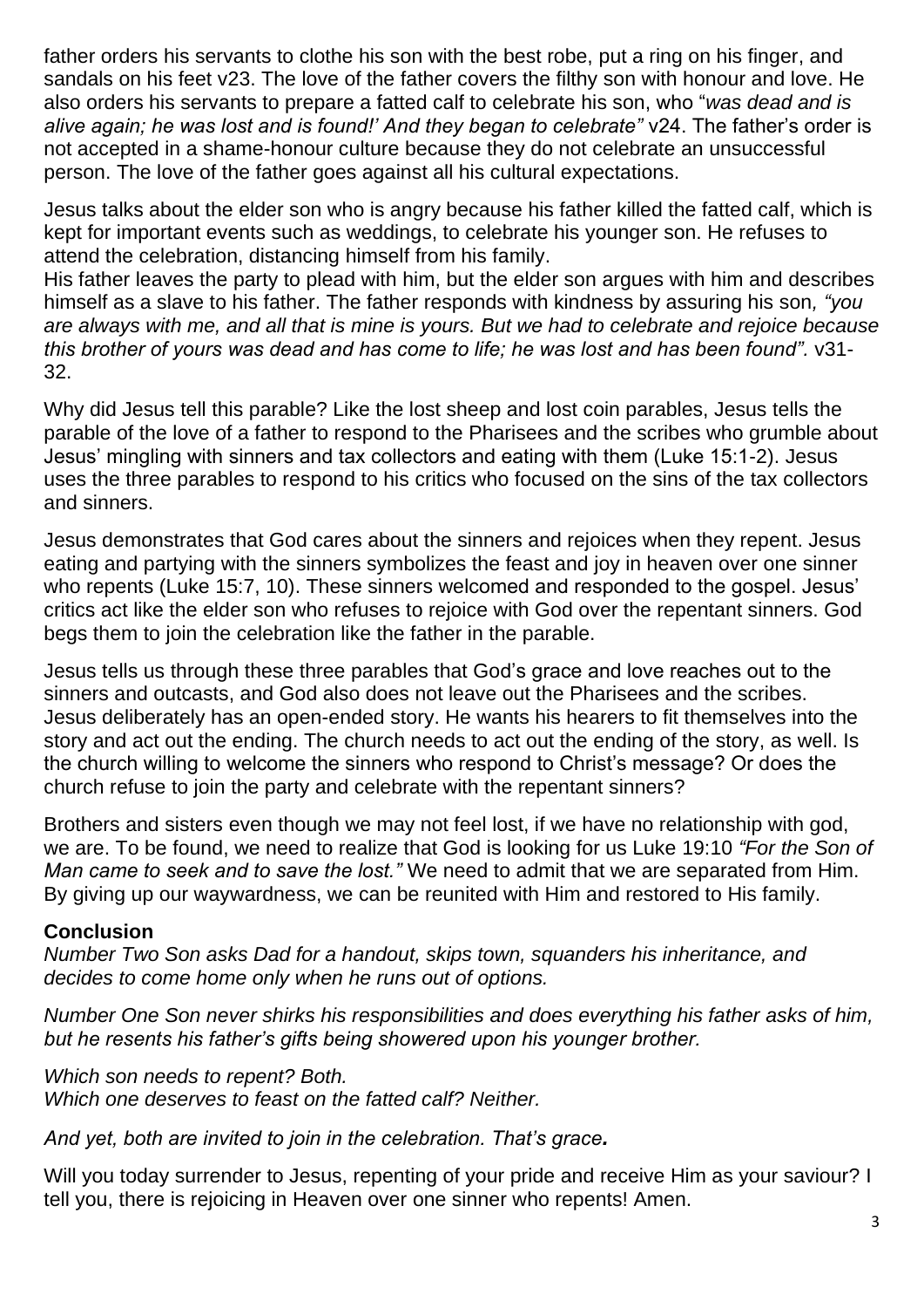father orders his servants to clothe his son with the best robe, put a ring on his finger, and sandals on his feet v23. The love of the father covers the filthy son with honour and love. He also orders his servants to prepare a fatted calf to celebrate his son, who "*was dead and is alive again; he was lost and is found!' And they began to celebrate"* v24. The father's order is not accepted in a shame-honour culture because they do not celebrate an unsuccessful person. The love of the father goes against all his cultural expectations.

Jesus talks about the elder son who is angry because his father killed the fatted calf, which is kept for important events such as weddings, to celebrate his younger son. He refuses to attend the celebration, distancing himself from his family.
His father leaves the party to plead with him, but the elder son argues with him and describes himself as a slave to his father. The father responds with kindness by assuring his son*, "you are always with me, and all that is mine is yours. But we had to celebrate and rejoice because this brother of yours was dead and has come to life; he was lost and has been found".* v31-32.

Why did Jesus tell this parable? Like the lost sheep and lost coin parables, Jesus tells the parable of the love of a father to respond to the Pharisees and the scribes who grumble about Jesus' mingling with sinners and tax collectors and eating with them (Luke 15:1-2). Jesus uses the three parables to respond to his critics who focused on the sins of the tax collectors and sinners.

Jesus demonstrates that God cares about the sinners and rejoices when they repent. Jesus eating and partying with the sinners symbolizes the feast and joy in heaven over one sinner who repents (Luke 15:7, 10). These sinners welcomed and responded to the gospel. Jesus' critics act like the elder son who refuses to rejoice with God over the repentant sinners. God begs them to join the celebration like the father in the parable.

Jesus tells us through these three parables that God's grace and love reaches out to the sinners and outcasts, and God also does not leave out the Pharisees and the scribes. Jesus deliberately has an open-ended story. He wants his hearers to fit themselves into the story and act out the ending. The church needs to act out the ending of the story, as well. Is the church willing to welcome the sinners who respond to Christ's message? Or does the church refuse to join the party and celebrate with the repentant sinners?

Brothers and sisters even though we may not feel lost, if we have no relationship with god, we are. To be found, we need to realize that God is looking for us Luke 19:10 *"For the Son of Man came to seek and to save the lost."* We need to admit that we are separated from Him. By giving up our waywardness, we can be reunited with Him and restored to His family.

**Conclusion**

*Number Two Son asks Dad for a handout, skips town, squanders his inheritance, and decides to come home only when he runs out of options.*

*Number One Son never shirks his responsibilities and does everything his father asks of him, but he resents his father's gifts being showered upon his younger brother.*

*Which son needs to repent? Both.*
*Which one deserves to feast on the fatted calf? Neither.*

*And yet, both are invited to join in the celebration. That's grace**.***

Will you today surrender to Jesus, repenting of your pride and receive Him as your saviour? I tell you, there is rejoicing in Heaven over one sinner who repents! Amen.